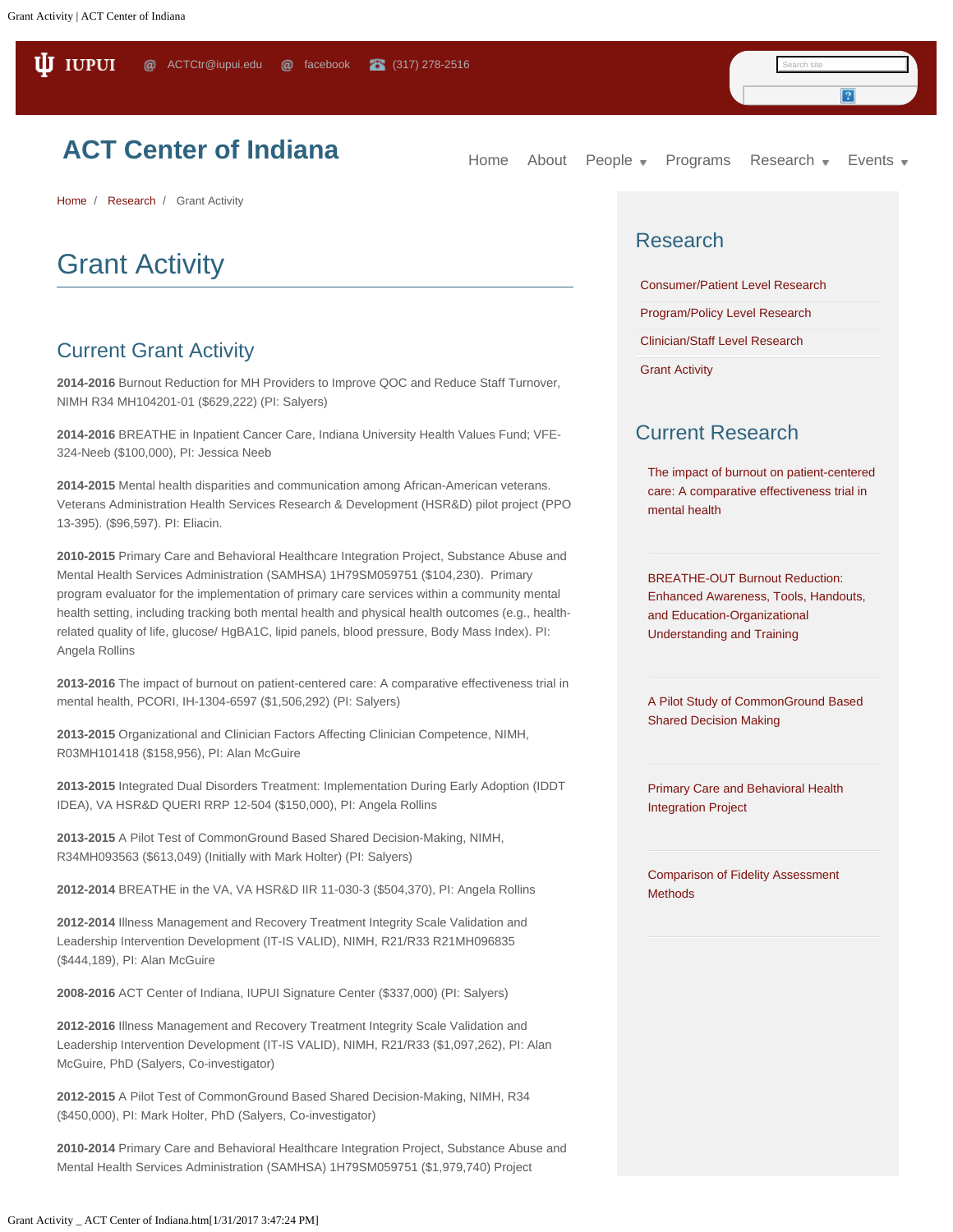IUPUI   ACTCtr@iupui.edu   facebook   (317) 278-2516

# ACT Center of Indiana

Home   About   People   Programs   Research   Events

Home / Research / Grant Activity

## Grant Activity

### Current Grant Activity

**2014-2016** Burnout Reduction for MH Providers to Improve QOC and Reduce Staff Turnover, NIMH R34 MH104201-01 ($629,222) (PI: Salyers)

**2014-2016** BREATHE in Inpatient Cancer Care, Indiana University Health Values Fund; VFE-324-Neeb ($100,000), PI: Jessica Neeb

**2014-2015** Mental health disparities and communication among African-American veterans. Veterans Administration Health Services Research & Development (HSR&D) pilot project (PPO 13-395). ($96,597). PI: Eliacin.

**2010-2015** Primary Care and Behavioral Healthcare Integration Project, Substance Abuse and Mental Health Services Administration (SAMHSA) 1H79SM059751 ($104,230). Primary program evaluator for the implementation of primary care services within a community mental health setting, including tracking both mental health and physical health outcomes (e.g., health-related quality of life, glucose/ HgBA1C, lipid panels, blood pressure, Body Mass Index). PI: Angela Rollins

**2013-2016** The impact of burnout on patient-centered care: A comparative effectiveness trial in mental health, PCORI, IH-1304-6597 ($1,506,292) (PI: Salyers)

**2013-2015** Organizational and Clinician Factors Affecting Clinician Competence, NIMH, R03MH101418 ($158,956), PI: Alan McGuire

**2013-2015** Integrated Dual Disorders Treatment: Implementation During Early Adoption (IDDT IDEA), VA HSR&D QUERI RRP 12-504 ($150,000), PI: Angela Rollins

**2013-2015** A Pilot Test of CommonGround Based Shared Decision-Making, NIMH, R34MH093563 ($613,049) (Initially with Mark Holter) (PI: Salyers)

**2012-2014** BREATHE in the VA, VA HSR&D IIR 11-030-3 ($504,370), PI: Angela Rollins

**2012-2014** Illness Management and Recovery Treatment Integrity Scale Validation and Leadership Intervention Development (IT-IS VALID), NIMH, R21/R33 R21MH096835 ($444,189), PI: Alan McGuire

**2008-2016** ACT Center of Indiana, IUPUI Signature Center ($337,000) (PI: Salyers)

**2012-2016** Illness Management and Recovery Treatment Integrity Scale Validation and Leadership Intervention Development (IT-IS VALID), NIMH, R21/R33 ($1,097,262), PI: Alan McGuire, PhD (Salyers, Co-investigator)

**2012-2015** A Pilot Test of CommonGround Based Shared Decision-Making, NIMH, R34 ($450,000), PI: Mark Holter, PhD (Salyers, Co-investigator)

**2010-2014** Primary Care and Behavioral Healthcare Integration Project, Substance Abuse and Mental Health Services Administration (SAMHSA) 1H79SM059751 ($1,979,740) Project

### Research

- Consumer/Patient Level Research
- Program/Policy Level Research
- Clinician/Staff Level Research
- Grant Activity

### Current Research

- The impact of burnout on patient-centered care: A comparative effectiveness trial in mental health
- BREATHE-OUT Burnout Reduction: Enhanced Awareness, Tools, Handouts, and Education-Organizational Understanding and Training
- A Pilot Study of CommonGround Based Shared Decision Making
- Primary Care and Behavioral Health Integration Project
- Comparison of Fidelity Assessment Methods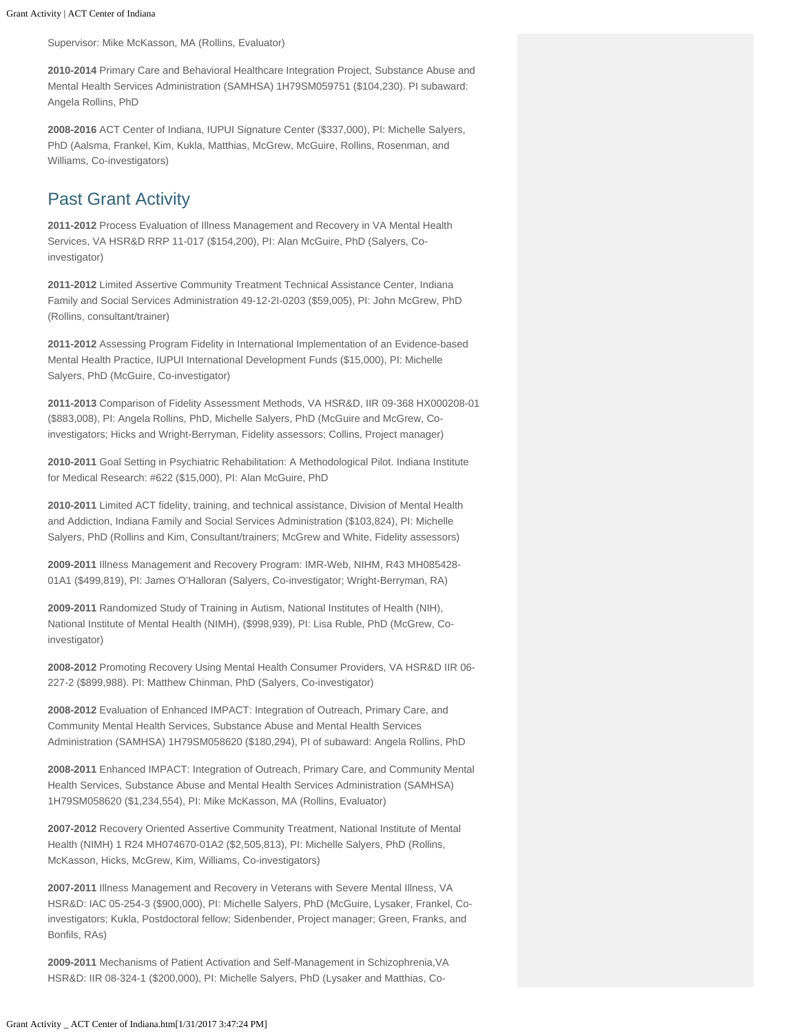Supervisor: Mike McKasson, MA (Rollins, Evaluator)

**2010-2014** Primary Care and Behavioral Healthcare Integration Project, Substance Abuse and Mental Health Services Administration (SAMHSA) 1H79SM059751 ($104,230). PI subaward: Angela Rollins, PhD

**2008-2016** ACT Center of Indiana, IUPUI Signature Center ($337,000), PI: Michelle Salyers, PhD (Aalsma, Frankel, Kim, Kukla, Matthias, McGrew, McGuire, Rollins, Rosenman, and Williams, Co-investigators)

## Past Grant Activity

**2011-2012** Process Evaluation of Illness Management and Recovery in VA Mental Health Services, VA HSR&D RRP 11-017 ($154,200), PI: Alan McGuire, PhD (Salyers, Co-investigator)

**2011-2012** Limited Assertive Community Treatment Technical Assistance Center, Indiana Family and Social Services Administration 49-12-2I-0203 ($59,005), PI: John McGrew, PhD (Rollins, consultant/trainer)

**2011-2012** Assessing Program Fidelity in International Implementation of an Evidence-based Mental Health Practice, IUPUI International Development Funds ($15,000), PI: Michelle Salyers, PhD (McGuire, Co-investigator)

**2011-2013** Comparison of Fidelity Assessment Methods, VA HSR&D, IIR 09-368 HX000208-01 ($883,008), PI: Angela Rollins, PhD, Michelle Salyers, PhD (McGuire and McGrew, Co-investigators; Hicks and Wright-Berryman, Fidelity assessors; Collins, Project manager)

**2010-2011** Goal Setting in Psychiatric Rehabilitation: A Methodological Pilot. Indiana Institute for Medical Research: #622 ($15,000), PI: Alan McGuire, PhD

**2010-2011** Limited ACT fidelity, training, and technical assistance, Division of Mental Health and Addiction, Indiana Family and Social Services Administration ($103,824), PI: Michelle Salyers, PhD (Rollins and Kim, Consultant/trainers; McGrew and White, Fidelity assessors)

**2009-2011** Illness Management and Recovery Program: IMR-Web, NIHM, R43 MH085428-01A1 ($499,819), PI: James O'Halloran (Salyers, Co-investigator; Wright-Berryman, RA)

**2009-2011** Randomized Study of Training in Autism, National Institutes of Health (NIH), National Institute of Mental Health (NIMH), ($998,939), PI: Lisa Ruble, PhD (McGrew, Co-investigator)

**2008-2012** Promoting Recovery Using Mental Health Consumer Providers, VA HSR&D IIR 06-227-2 ($899,988). PI: Matthew Chinman, PhD (Salyers, Co-investigator)

**2008-2012** Evaluation of Enhanced IMPACT: Integration of Outreach, Primary Care, and Community Mental Health Services, Substance Abuse and Mental Health Services Administration (SAMHSA) 1H79SM058620 ($180,294), PI of subaward: Angela Rollins, PhD

**2008-2011** Enhanced IMPACT: Integration of Outreach, Primary Care, and Community Mental Health Services, Substance Abuse and Mental Health Services Administration (SAMHSA) 1H79SM058620 ($1,234,554), PI: Mike McKasson, MA (Rollins, Evaluator)

**2007-2012** Recovery Oriented Assertive Community Treatment, National Institute of Mental Health (NIMH) 1 R24 MH074670-01A2 ($2,505,813), PI: Michelle Salyers, PhD (Rollins, McKasson, Hicks, McGrew, Kim, Williams, Co-investigators)

**2007-2011** Illness Management and Recovery in Veterans with Severe Mental Illness, VA HSR&D: IAC 05-254-3 ($900,000), PI: Michelle Salyers, PhD (McGuire, Lysaker, Frankel, Co-investigators; Kukla, Postdoctoral fellow; Sidenbender, Project manager; Green, Franks, and Bonfils, RAs)

**2009-2011** Mechanisms of Patient Activation and Self-Management in Schizophrenia,VA HSR&D: IIR 08-324-1 ($200,000), PI: Michelle Salyers, PhD (Lysaker and Matthias, Co-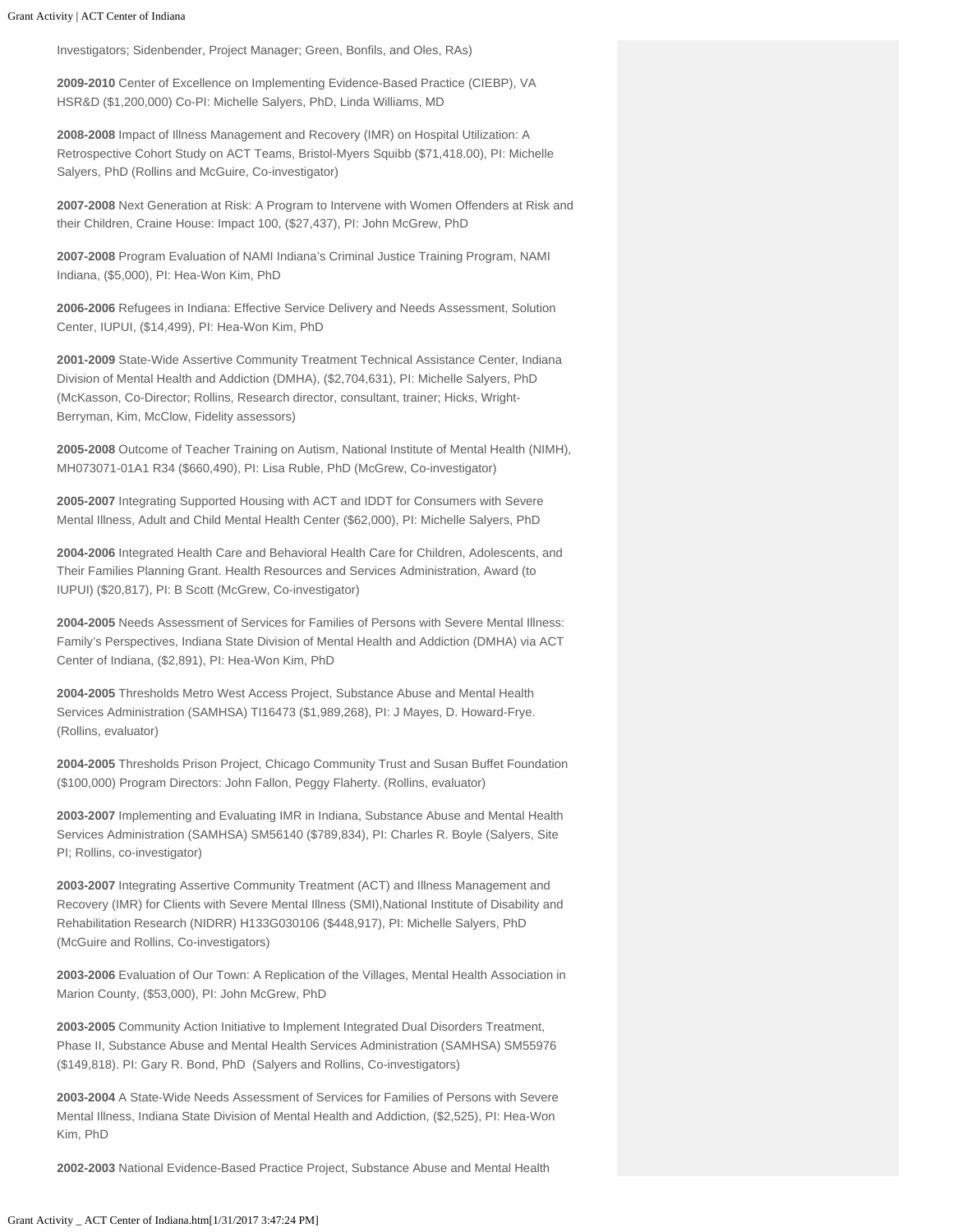Investigators; Sidenbender, Project Manager; Green, Bonfils, and Oles, RAs)

**2009-2010** Center of Excellence on Implementing Evidence-Based Practice (CIEBP), VA HSR&D ($1,200,000) Co-PI: Michelle Salyers, PhD, Linda Williams, MD

**2008-2008** Impact of Illness Management and Recovery (IMR) on Hospital Utilization: A Retrospective Cohort Study on ACT Teams, Bristol-Myers Squibb ($71,418.00), PI: Michelle Salyers, PhD (Rollins and McGuire, Co-investigator)

**2007-2008** Next Generation at Risk: A Program to Intervene with Women Offenders at Risk and their Children, Craine House: Impact 100, ($27,437), PI: John McGrew, PhD

**2007-2008** Program Evaluation of NAMI Indiana's Criminal Justice Training Program, NAMI Indiana, ($5,000), PI: Hea-Won Kim, PhD

**2006-2006** Refugees in Indiana: Effective Service Delivery and Needs Assessment, Solution Center, IUPUI, ($14,499), PI: Hea-Won Kim, PhD

**2001-2009** State-Wide Assertive Community Treatment Technical Assistance Center, Indiana Division of Mental Health and Addiction (DMHA), ($2,704,631), PI: Michelle Salyers, PhD (McKasson, Co-Director; Rollins, Research director, consultant, trainer; Hicks, Wright-Berryman, Kim, McClow, Fidelity assessors)

**2005-2008** Outcome of Teacher Training on Autism, National Institute of Mental Health (NIMH), MH073071-01A1 R34 ($660,490), PI: Lisa Ruble, PhD (McGrew, Co-investigator)

**2005-2007** Integrating Supported Housing with ACT and IDDT for Consumers with Severe Mental Illness, Adult and Child Mental Health Center ($62,000), PI: Michelle Salyers, PhD

**2004-2006** Integrated Health Care and Behavioral Health Care for Children, Adolescents, and Their Families Planning Grant. Health Resources and Services Administration, Award (to IUPUI) ($20,817), PI: B Scott (McGrew, Co-investigator)

**2004-2005** Needs Assessment of Services for Families of Persons with Severe Mental Illness: Family's Perspectives, Indiana State Division of Mental Health and Addiction (DMHA) via ACT Center of Indiana, ($2,891), PI: Hea-Won Kim, PhD

**2004-2005** Thresholds Metro West Access Project, Substance Abuse and Mental Health Services Administration (SAMHSA) TI16473 ($1,989,268), PI: J Mayes, D. Howard-Frye. (Rollins, evaluator)

**2004-2005** Thresholds Prison Project, Chicago Community Trust and Susan Buffet Foundation ($100,000) Program Directors: John Fallon, Peggy Flaherty. (Rollins, evaluator)

**2003-2007** Implementing and Evaluating IMR in Indiana, Substance Abuse and Mental Health Services Administration (SAMHSA) SM56140 ($789,834), PI: Charles R. Boyle (Salyers, Site PI; Rollins, co-investigator)

**2003-2007** Integrating Assertive Community Treatment (ACT) and Illness Management and Recovery (IMR) for Clients with Severe Mental Illness (SMI),National Institute of Disability and Rehabilitation Research (NIDRR) H133G030106 ($448,917), PI: Michelle Salyers, PhD (McGuire and Rollins, Co-investigators)

**2003-2006** Evaluation of Our Town: A Replication of the Villages, Mental Health Association in Marion County, ($53,000), PI: John McGrew, PhD

**2003-2005** Community Action Initiative to Implement Integrated Dual Disorders Treatment, Phase II, Substance Abuse and Mental Health Services Administration (SAMHSA) SM55976 ($149,818). PI: Gary R. Bond, PhD (Salyers and Rollins, Co-investigators)

**2003-2004** A State-Wide Needs Assessment of Services for Families of Persons with Severe Mental Illness, Indiana State Division of Mental Health and Addiction, ($2,525), PI: Hea-Won Kim, PhD

**2002-2003** National Evidence-Based Practice Project, Substance Abuse and Mental Health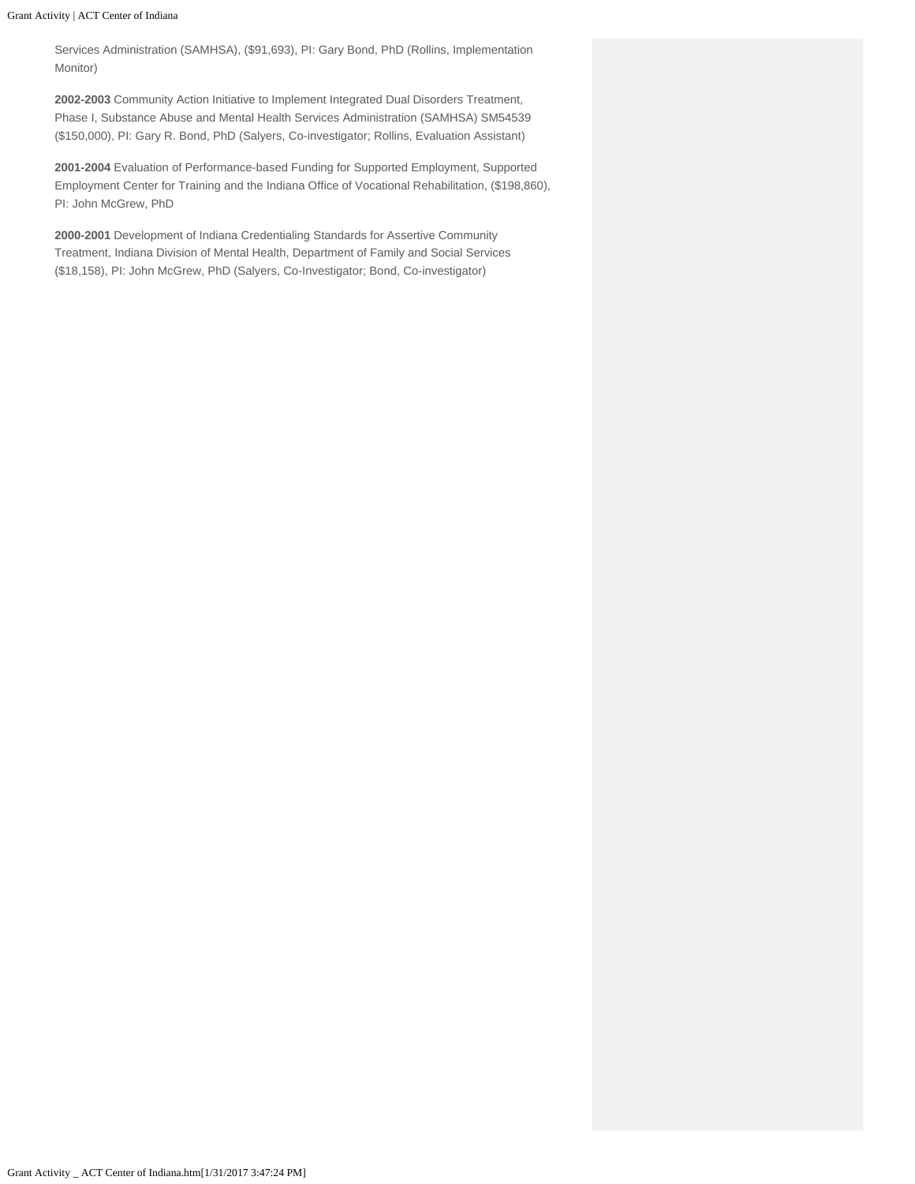Services Administration (SAMHSA), ($91,693), PI: Gary Bond, PhD (Rollins, Implementation Monitor)

**2002-2003** Community Action Initiative to Implement Integrated Dual Disorders Treatment, Phase I, Substance Abuse and Mental Health Services Administration (SAMHSA) SM54539 ($150,000), PI: Gary R. Bond, PhD (Salyers, Co-investigator; Rollins, Evaluation Assistant)

**2001-2004** Evaluation of Performance-based Funding for Supported Employment, Supported Employment Center for Training and the Indiana Office of Vocational Rehabilitation, ($198,860), PI: John McGrew, PhD

**2000-2001** Development of Indiana Credentialing Standards for Assertive Community Treatment, Indiana Division of Mental Health, Department of Family and Social Services ($18,158), PI: John McGrew, PhD (Salyers, Co-Investigator; Bond, Co-investigator)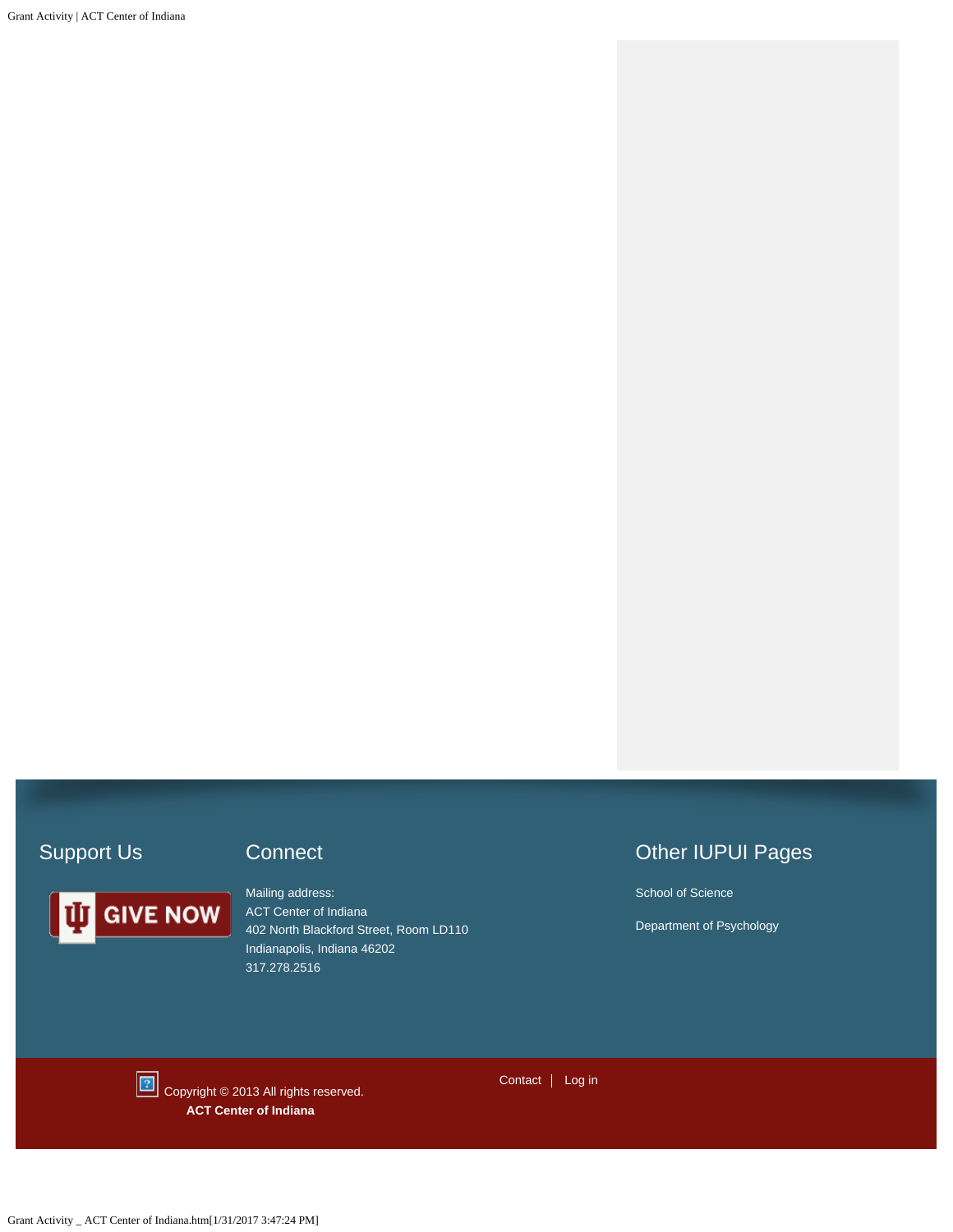## Support Us

GIVE NOW

## Connect

Mailing address:
ACT Center of Indiana
402 North Blackford Street, Room LD110
Indianapolis, Indiana 46202
317.278.2516

## Other IUPUI Pages

School of Science

Department of Psychology

Copyright © 2013 All rights reserved.
**ACT Center of Indiana**

Contact | Log in